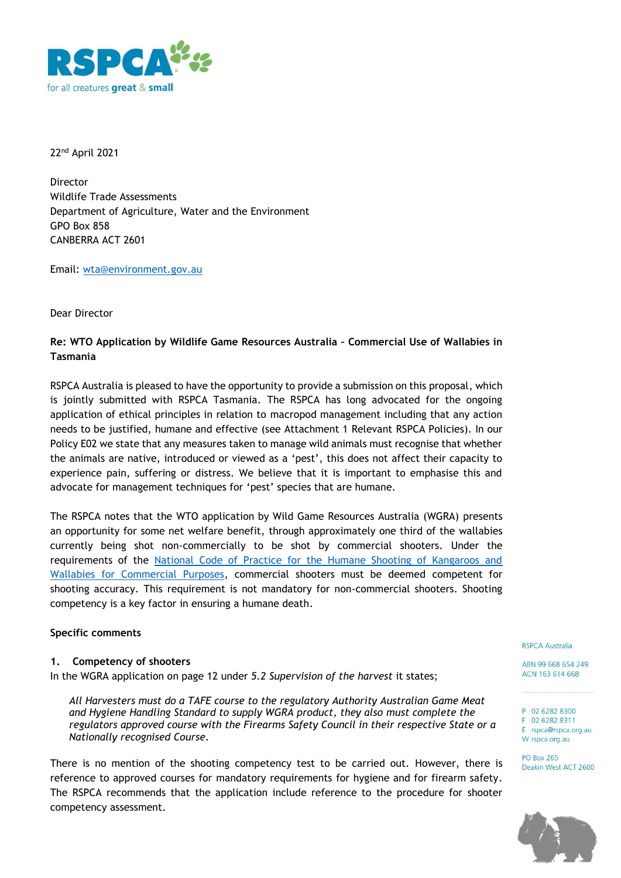RSPCA

for all creatures great & small

22nd April 2021

Director
Wildlife Trade Assessments
Department of Agriculture, Water and the Environment
GPO Box 858
CANBERRA ACT 2601

Email: wta@environment.gov.au

Dear Director

**Re: WTO Application by Wildlife Game Resources Australia – Commercial Use of Wallabies in Tasmania**

RSPCA Australia is pleased to have the opportunity to provide a submission on this proposal, which is jointly submitted with RSPCA Tasmania. The RSPCA has long advocated for the ongoing application of ethical principles in relation to macropod management including that any action needs to be justified, humane and effective (see Attachment 1 Relevant RSPCA Policies). In our Policy E02 we state that any measures taken to manage wild animals must recognise that whether the animals are native, introduced or viewed as a 'pest', this does not affect their capacity to experience pain, suffering or distress. We believe that it is important to emphasise this and advocate for management techniques for 'pest' species that are humane.

The RSPCA notes that the WTO application by Wild Game Resources Australia (WGRA) presents an opportunity for some net welfare benefit, through approximately one third of the wallabies currently being shot non-commercially to be shot by commercial shooters. Under the requirements of the National Code of Practice for the Humane Shooting of Kangaroos and Wallabies for Commercial Purposes, commercial shooters must be deemed competent for shooting accuracy. This requirement is not mandatory for non-commercial shooters. Shooting competency is a key factor in ensuring a humane death.

**Specific comments**

**1. Competency of shooters**

In the WGRA application on page 12 under *5.2 Supervision of the harvest* it states;

> *All Harvesters must do a TAFE course to the regulatory Authority Australian Game Meat and Hygiene Handling Standard to supply WGRA product, they also must complete the regulators approved course with the Firearms Safety Council in their respective State or a Nationally recognised Course.*

There is no mention of the shooting competency test to be carried out. However, there is reference to approved courses for mandatory requirements for hygiene and for firearm safety. The RSPCA recommends that the application include reference to the procedure for shooter competency assessment.

RSPCA Australia

ABN 99 668 654 249
ACN 163 614 668

P 02 6282 8300
F 02 6282 8311
E rspca@rspca.org.au
W rspca.org.au

PO Box 265
Deakin West ACT 2600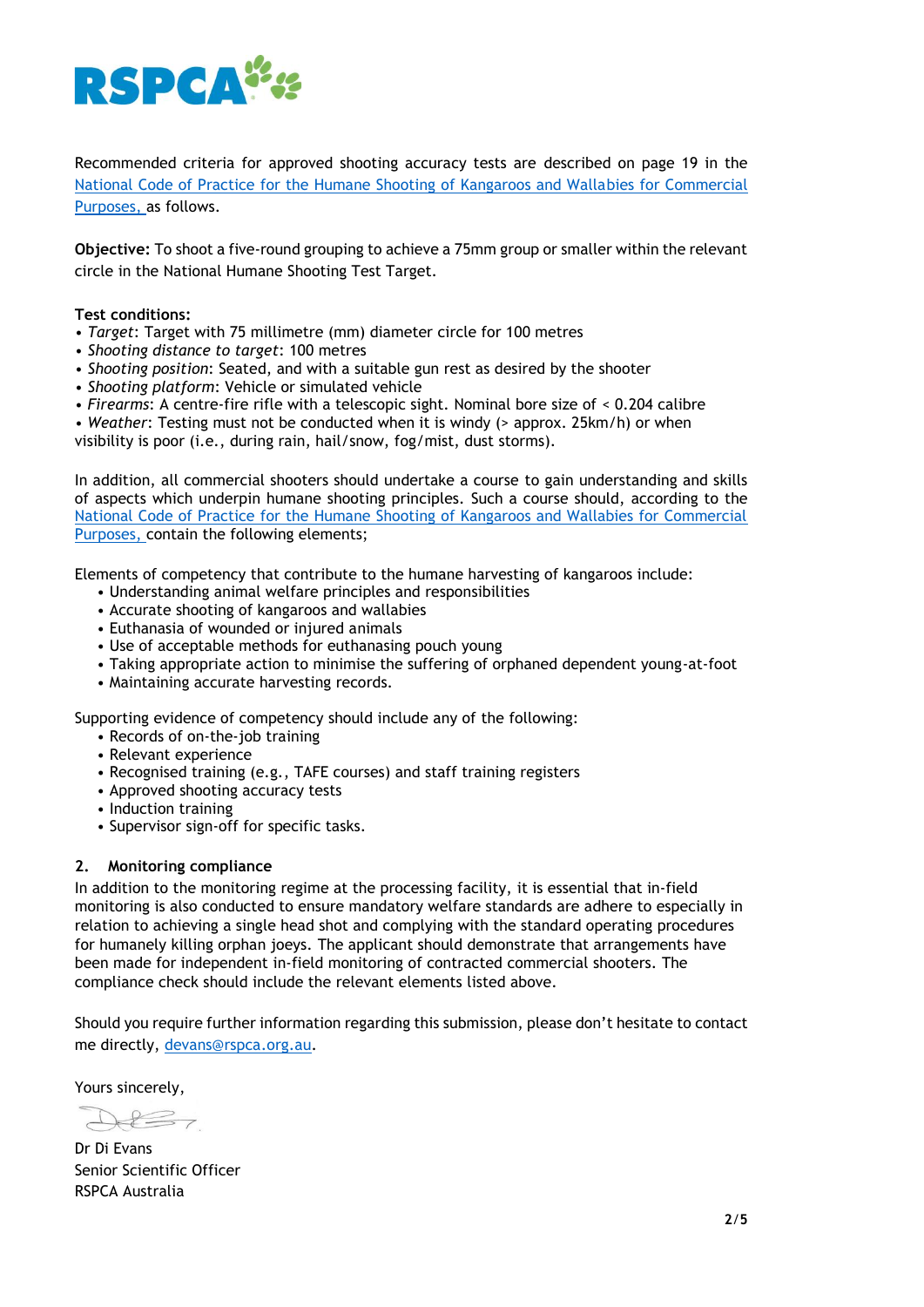Recommended criteria for approved shooting accuracy tests are described on page 19 in the National Code of Practice for the Humane Shooting of Kangaroos and Wallabies for Commercial Purposes, as follows.

**Objective:** To shoot a five-round grouping to achieve a 75mm group or smaller within the relevant circle in the National Humane Shooting Test Target.

**Test conditions:**

- *Target*: Target with 75 millimetre (mm) diameter circle for 100 metres
- *Shooting distance to target*: 100 metres
- *Shooting position*: Seated, and with a suitable gun rest as desired by the shooter
- *Shooting platform*: Vehicle or simulated vehicle
- *Firearms*: A centre-fire rifle with a telescopic sight. Nominal bore size of < 0.204 calibre
- *Weather*: Testing must not be conducted when it is windy (> approx. 25km/h) or when visibility is poor (i.e., during rain, hail/snow, fog/mist, dust storms).

In addition, all commercial shooters should undertake a course to gain understanding and skills of aspects which underpin humane shooting principles. Such a course should, according to the National Code of Practice for the Humane Shooting of Kangaroos and Wallabies for Commercial Purposes, contain the following elements;

Elements of competency that contribute to the humane harvesting of kangaroos include:

- Understanding animal welfare principles and responsibilities
- Accurate shooting of kangaroos and wallabies
- Euthanasia of wounded or injured animals
- Use of acceptable methods for euthanasing pouch young
- Taking appropriate action to minimise the suffering of orphaned dependent young-at-foot
- Maintaining accurate harvesting records.

Supporting evidence of competency should include any of the following:

- Records of on-the-job training
- Relevant experience
- Recognised training (e.g., TAFE courses) and staff training registers
- Approved shooting accuracy tests
- Induction training
- Supervisor sign-off for specific tasks.

### 2. Monitoring compliance

In addition to the monitoring regime at the processing facility, it is essential that in-field monitoring is also conducted to ensure mandatory welfare standards are adhere to especially in relation to achieving a single head shot and complying with the standard operating procedures for humanely killing orphan joeys. The applicant should demonstrate that arrangements have been made for independent in-field monitoring of contracted commercial shooters. The compliance check should include the relevant elements listed above.

Should you require further information regarding this submission, please don't hesitate to contact me directly, devans@rspca.org.au.

Yours sincerely,

Dr Di Evans
Senior Scientific Officer
RSPCA Australia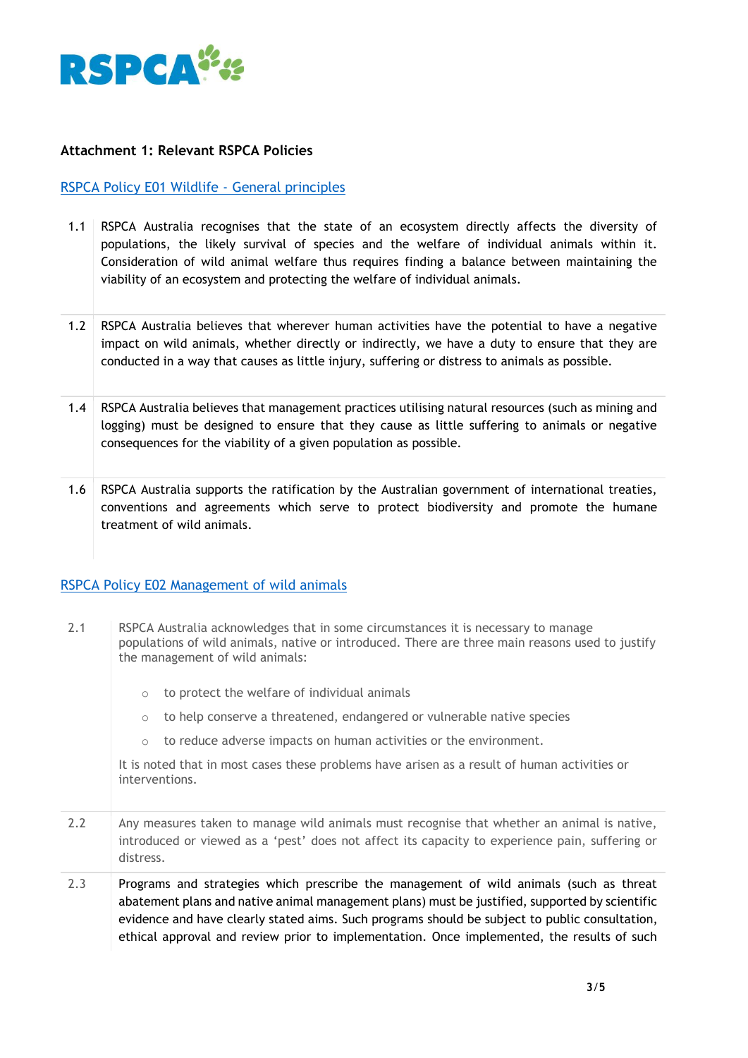### Attachment 1: Relevant RSPCA Policies

RSPCA Policy E01 Wildlife - General principles

1.1 RSPCA Australia recognises that the state of an ecosystem directly affects the diversity of populations, the likely survival of species and the welfare of individual animals within it. Consideration of wild animal welfare thus requires finding a balance between maintaining the viability of an ecosystem and protecting the welfare of individual animals.

1.2 RSPCA Australia believes that wherever human activities have the potential to have a negative impact on wild animals, whether directly or indirectly, we have a duty to ensure that they are conducted in a way that causes as little injury, suffering or distress to animals as possible.

1.4 RSPCA Australia believes that management practices utilising natural resources (such as mining and logging) must be designed to ensure that they cause as little suffering to animals or negative consequences for the viability of a given population as possible.

1.6 RSPCA Australia supports the ratification by the Australian government of international treaties, conventions and agreements which serve to protect biodiversity and promote the humane treatment of wild animals.

RSPCA Policy E02 Management of wild animals

2.1 RSPCA Australia acknowledges that in some circumstances it is necessary to manage populations of wild animals, native or introduced. There are three main reasons used to justify the management of wild animals:

- to protect the welfare of individual animals
- to help conserve a threatened, endangered or vulnerable native species
- to reduce adverse impacts on human activities or the environment.

It is noted that in most cases these problems have arisen as a result of human activities or interventions.

2.2 Any measures taken to manage wild animals must recognise that whether an animal is native, introduced or viewed as a 'pest' does not affect its capacity to experience pain, suffering or distress.

2.3 Programs and strategies which prescribe the management of wild animals (such as threat abatement plans and native animal management plans) must be justified, supported by scientific evidence and have clearly stated aims. Such programs should be subject to public consultation, ethical approval and review prior to implementation. Once implemented, the results of such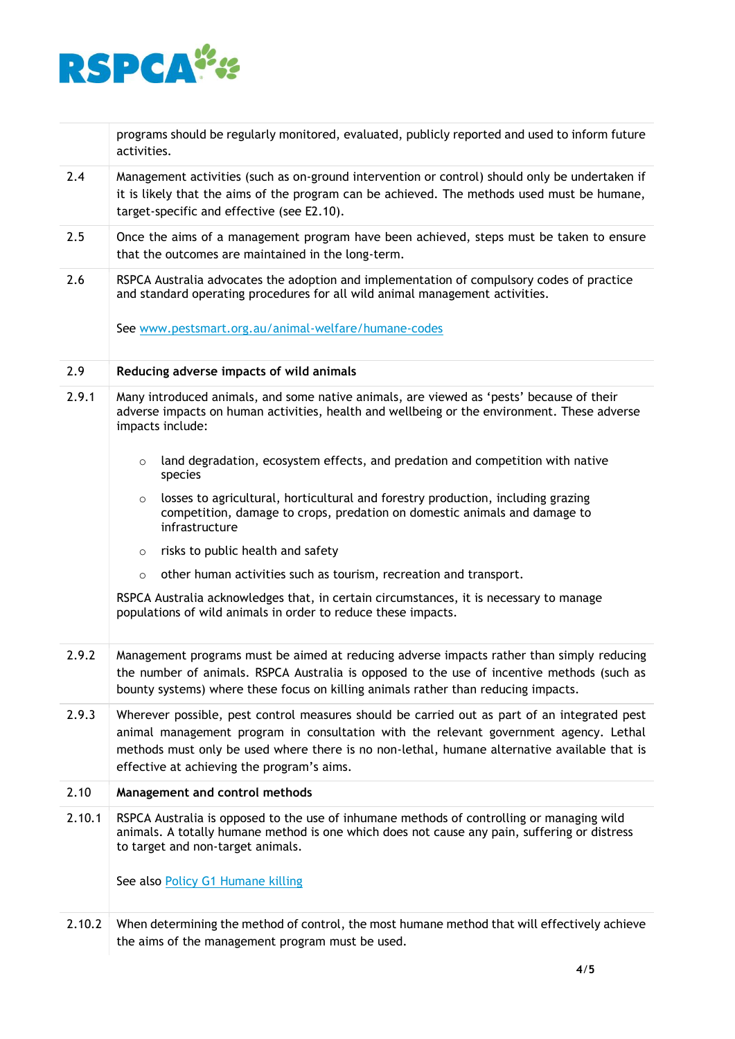| | |
|---|---|
| | programs should be regularly monitored, evaluated, publicly reported and used to inform future activities. |
| 2.4 | Management activities (such as on-ground intervention or control) should only be undertaken if it is likely that the aims of the program can be achieved. The methods used must be humane, target-specific and effective (see E2.10). |
| 2.5 | Once the aims of a management program have been achieved, steps must be taken to ensure that the outcomes are maintained in the long-term. |
| 2.6 | RSPCA Australia advocates the adoption and implementation of compulsory codes of practice and standard operating procedures for all wild animal management activities.<br><br>See [www.pestsmart.org.au/animal-welfare/humane-codes](www.pestsmart.org.au/animal-welfare/humane-codes) |
| 2.9 | **Reducing adverse impacts of wild animals** |
| 2.9.1 | Many introduced animals, and some native animals, are viewed as 'pests' because of their adverse impacts on human activities, health and wellbeing or the environment. These adverse impacts include:<br><br>○ land degradation, ecosystem effects, and predation and competition with native species<br>○ losses to agricultural, horticultural and forestry production, including grazing competition, damage to crops, predation on domestic animals and damage to infrastructure<br>○ risks to public health and safety<br>○ other human activities such as tourism, recreation and transport.<br><br>RSPCA Australia acknowledges that, in certain circumstances, it is necessary to manage populations of wild animals in order to reduce these impacts. |
| 2.9.2 | Management programs must be aimed at reducing adverse impacts rather than simply reducing the number of animals. RSPCA Australia is opposed to the use of incentive methods (such as bounty systems) where these focus on killing animals rather than reducing impacts. |
| 2.9.3 | Wherever possible, pest control measures should be carried out as part of an integrated pest animal management program in consultation with the relevant government agency. Lethal methods must only be used where there is no non-lethal, humane alternative available that is effective at achieving the program's aims. |
| 2.10 | **Management and control methods** |
| 2.10.1 | RSPCA Australia is opposed to the use of inhumane methods of controlling or managing wild animals. A totally humane method is one which does not cause any pain, suffering or distress to target and non-target animals.<br><br>See also Policy G1 Humane killing |
| 2.10.2 | When determining the method of control, the most humane method that will effectively achieve the aims of the management program must be used. |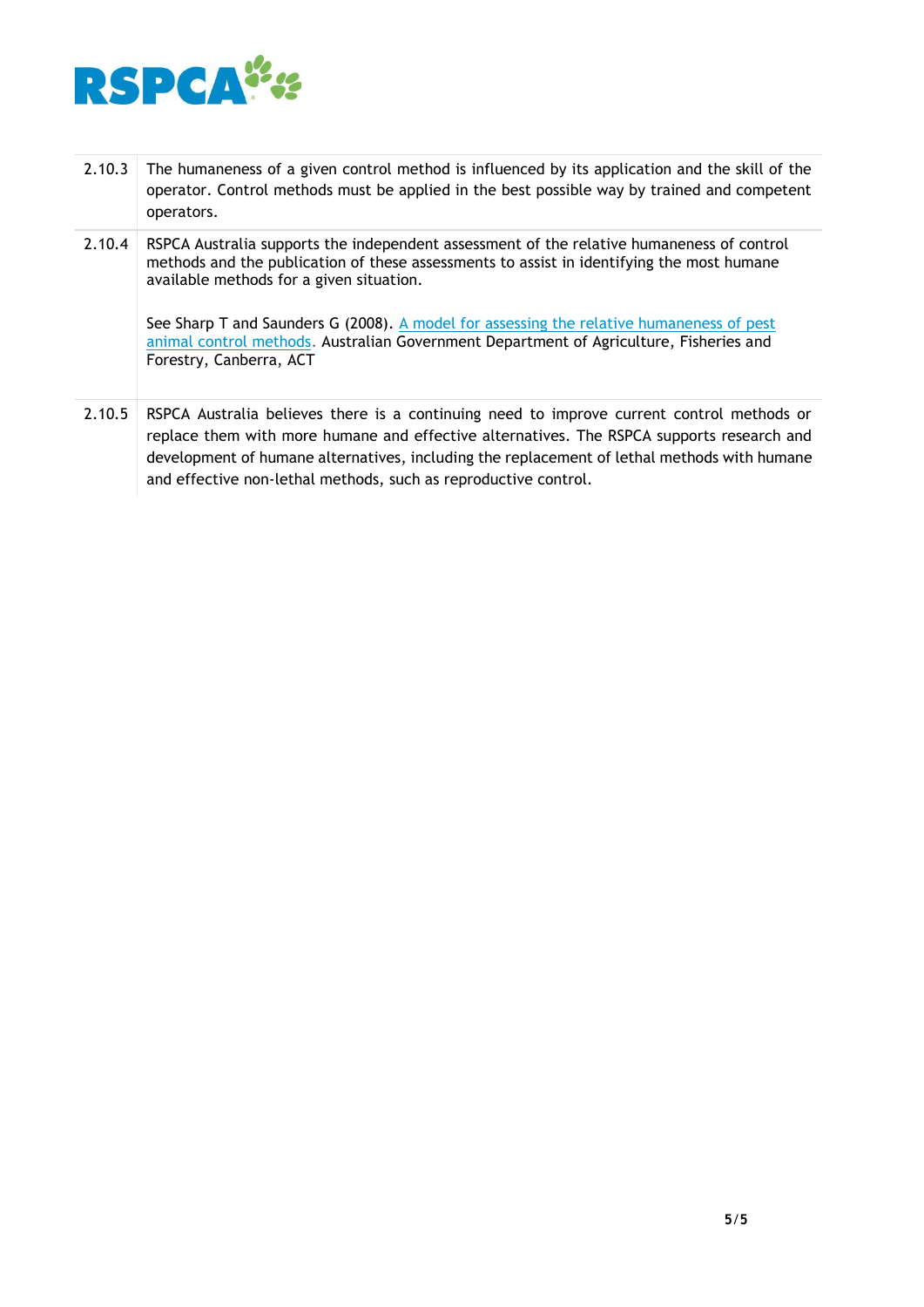| | |
|---|---|
| 2.10.3 | The humaneness of a given control method is influenced by its application and the skill of the operator. Control methods must be applied in the best possible way by trained and competent operators. |
| 2.10.4 | RSPCA Australia supports the independent assessment of the relative humaneness of control methods and the publication of these assessments to assist in identifying the most humane available methods for a given situation.<br><br>See Sharp T and Saunders G (2008). A model for assessing the relative humaneness of pest animal control methods. Australian Government Department of Agriculture, Fisheries and Forestry, Canberra, ACT |
| 2.10.5 | RSPCA Australia believes there is a continuing need to improve current control methods or replace them with more humane and effective alternatives. The RSPCA supports research and development of humane alternatives, including the replacement of lethal methods with humane and effective non-lethal methods, such as reproductive control. |